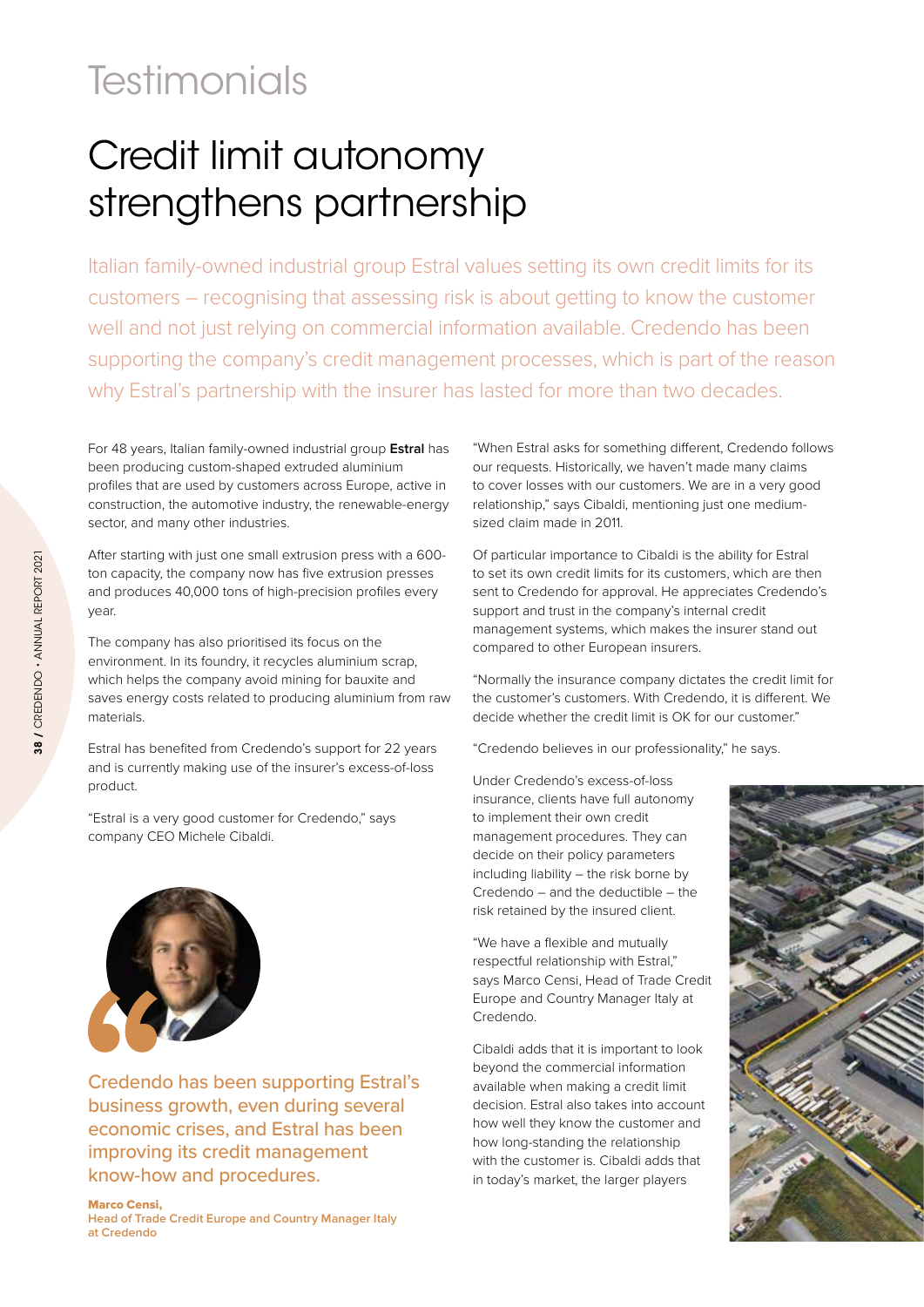# Testimonials

## Credit limit autonomy strengthens partnership

Italian family-owned industrial group Estral values setting its own credit limits for its customers – recognising that assessing risk is about getting to know the customer well and not just relying on commercial information available. Credendo has been supporting the company's credit management processes, which is part of the reason why Estral's partnership with the insurer has lasted for more than two decades.

For 48 years, Italian family-owned industrial group **Estral** has been producing custom-shaped extruded aluminium profiles that are used by customers across Europe, active in construction, the automotive industry, the renewable-energy sector, and many other industries.

After starting with just one small extrusion press with a 600-ton capacity, the company now has five extrusion presses and produces 40,000 tons of high-precision profiles every year.

The company has also prioritised its focus on the environment. In its foundry, it recycles aluminium scrap, which helps the company avoid mining for bauxite and saves energy costs related to producing aluminium from raw materials.

Estral has benefited from Credendo's support for 22 years and is currently making use of the insurer's excess-of-loss product.

"Estral is a very good customer for Credendo," says company CEO Michele Cibaldi.

"Credendo has been supporting Estral's business growth, even during several economic crises, and Estral has been improving its credit management know-how and procedures.

**Marco Censi,**
**Head of Trade Credit Europe and Country Manager Italy at Credendo**

"When Estral asks for something different, Credendo follows our requests. Historically, we haven't made many claims to cover losses with our customers. We are in a very good relationship," says Cibaldi, mentioning just one medium-sized claim made in 2011.

Of particular importance to Cibaldi is the ability for Estral to set its own credit limits for its customers, which are then sent to Credendo for approval. He appreciates Credendo's support and trust in the company's internal credit management systems, which makes the insurer stand out compared to other European insurers.

"Normally the insurance company dictates the credit limit for the customer's customers. With Credendo, it is different. We decide whether the credit limit is OK for our customer."

"Credendo believes in our professionality," he says.

Under Credendo's excess-of-loss insurance, clients have full autonomy to implement their own credit management procedures. They can decide on their policy parameters including liability – the risk borne by Credendo – and the deductible – the risk retained by the insured client.

"We have a flexible and mutually respectful relationship with Estral," says Marco Censi, Head of Trade Credit Europe and Country Manager Italy at Credendo.

Cibaldi adds that it is important to look beyond the commercial information available when making a credit limit decision. Estral also takes into account how well they know the customer and how long-standing the relationship with the customer is. Cibaldi adds that in today's market, the larger players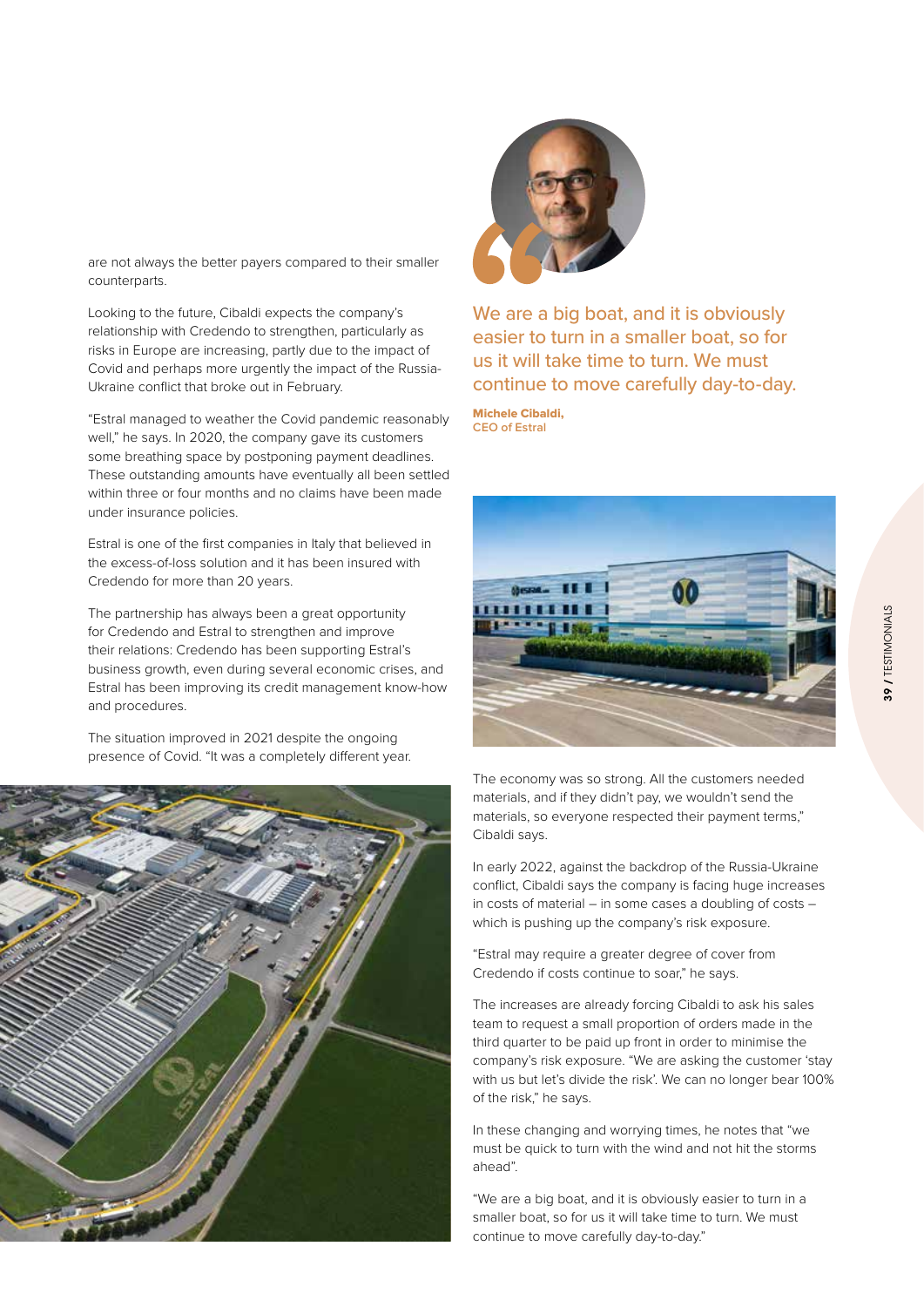are not always the better payers compared to their smaller counterparts.

Looking to the future, Cibaldi expects the company's relationship with Credendo to strengthen, particularly as risks in Europe are increasing, partly due to the impact of Covid and perhaps more urgently the impact of the Russia-Ukraine conflict that broke out in February.

"Estral managed to weather the Covid pandemic reasonably well," he says. In 2020, the company gave its customers some breathing space by postponing payment deadlines. These outstanding amounts have eventually all been settled within three or four months and no claims have been made under insurance policies.

Estral is one of the first companies in Italy that believed in the excess-of-loss solution and it has been insured with Credendo for more than 20 years.

The partnership has always been a great opportunity for Credendo and Estral to strengthen and improve their relations: Credendo has been supporting Estral's business growth, even during several economic crises, and Estral has been improving its credit management know-how and procedures.

The situation improved in 2021 despite the ongoing presence of Covid. "It was a completely different year. The economy was so strong. All the customers needed materials, and if they didn't pay, we wouldn't send the materials, so everyone respected their payment terms," Cibaldi says.

> We are a big boat, and it is obviously easier to turn in a smaller boat, so for us it will take time to turn. We must continue to move carefully day-to-day.
>
> **Michele Cibaldi,**
> **CEO of Estral**

In early 2022, against the backdrop of the Russia-Ukraine conflict, Cibaldi says the company is facing huge increases in costs of material – in some cases a doubling of costs – which is pushing up the company's risk exposure.

"Estral may require a greater degree of cover from Credendo if costs continue to soar," he says.

The increases are already forcing Cibaldi to ask his sales team to request a small proportion of orders made in the third quarter to be paid up front in order to minimise the company's risk exposure. "We are asking the customer 'stay with us but let's divide the risk'. We can no longer bear 100% of the risk," he says.

In these changing and worrying times, he notes that "we must be quick to turn with the wind and not hit the storms ahead".

"We are a big boat, and it is obviously easier to turn in a smaller boat, so for us it will take time to turn. We must continue to move carefully day-to-day."